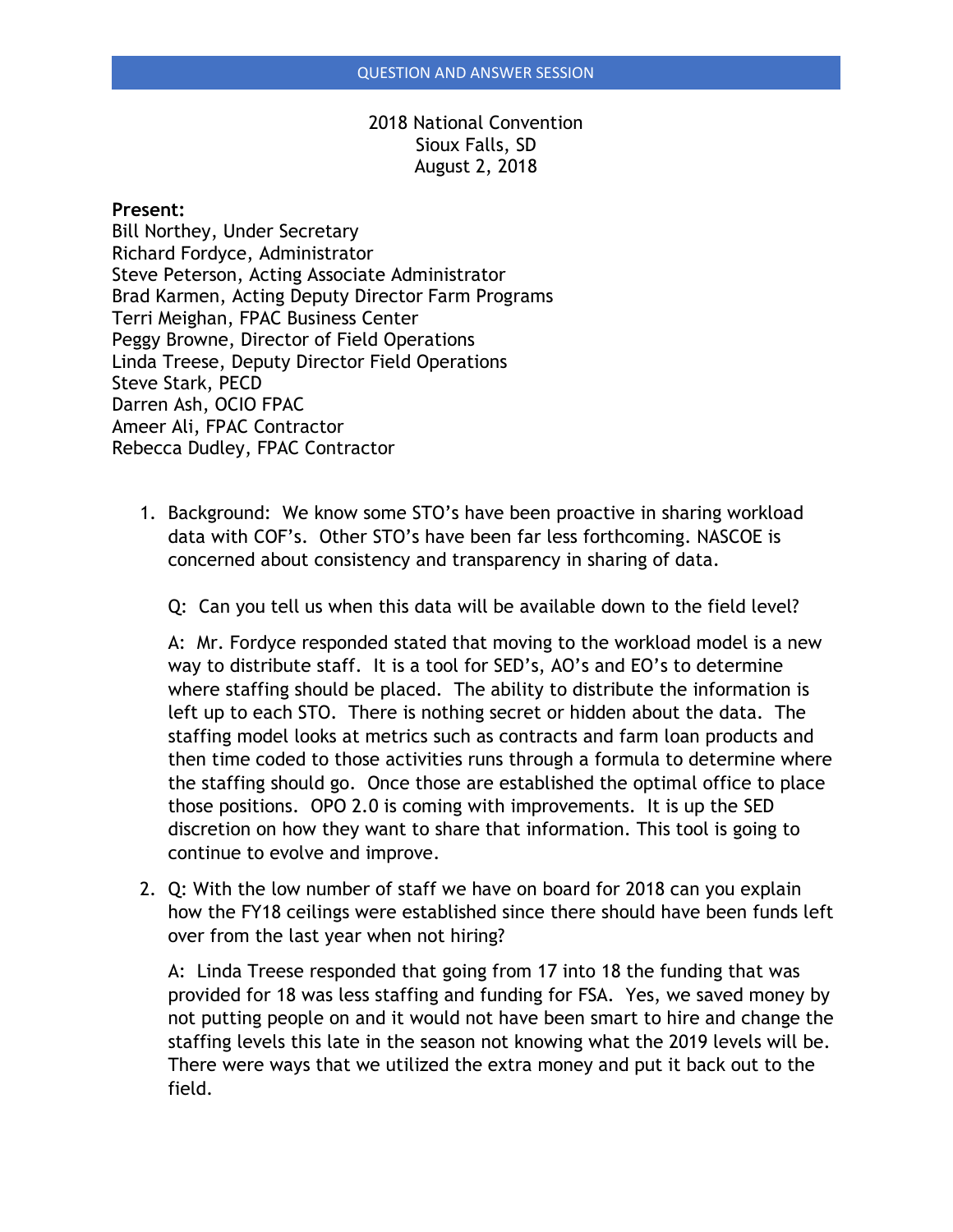QUESTION AND ANSWER SESSION

2018 National Convention
Sioux Falls, SD
August 2, 2018

**Present:**
Bill Northey, Under Secretary
Richard Fordyce, Administrator
Steve Peterson, Acting Associate Administrator
Brad Karmen, Acting Deputy Director Farm Programs
Terri Meighan, FPAC Business Center
Peggy Browne, Director of Field Operations
Linda Treese, Deputy Director Field Operations
Steve Stark, PECD
Darren Ash, OCIO FPAC
Ameer Ali, FPAC Contractor
Rebecca Dudley, FPAC Contractor

1. Background: We know some STO's have been proactive in sharing workload data with COF's. Other STO's have been far less forthcoming. NASCOE is concerned about consistency and transparency in sharing of data.

   Q: Can you tell us when this data will be available down to the field level?

   A: Mr. Fordyce responded stated that moving to the workload model is a new way to distribute staff. It is a tool for SED's, AO's and EO's to determine where staffing should be placed. The ability to distribute the information is left up to each STO. There is nothing secret or hidden about the data. The staffing model looks at metrics such as contracts and farm loan products and then time coded to those activities runs through a formula to determine where the staffing should go. Once those are established the optimal office to place those positions. OPO 2.0 is coming with improvements. It is up the SED discretion on how they want to share that information. This tool is going to continue to evolve and improve.

2. Q: With the low number of staff we have on board for 2018 can you explain how the FY18 ceilings were established since there should have been funds left over from the last year when not hiring?

   A: Linda Treese responded that going from 17 into 18 the funding that was provided for 18 was less staffing and funding for FSA. Yes, we saved money by not putting people on and it would not have been smart to hire and change the staffing levels this late in the season not knowing what the 2019 levels will be. There were ways that we utilized the extra money and put it back out to the field.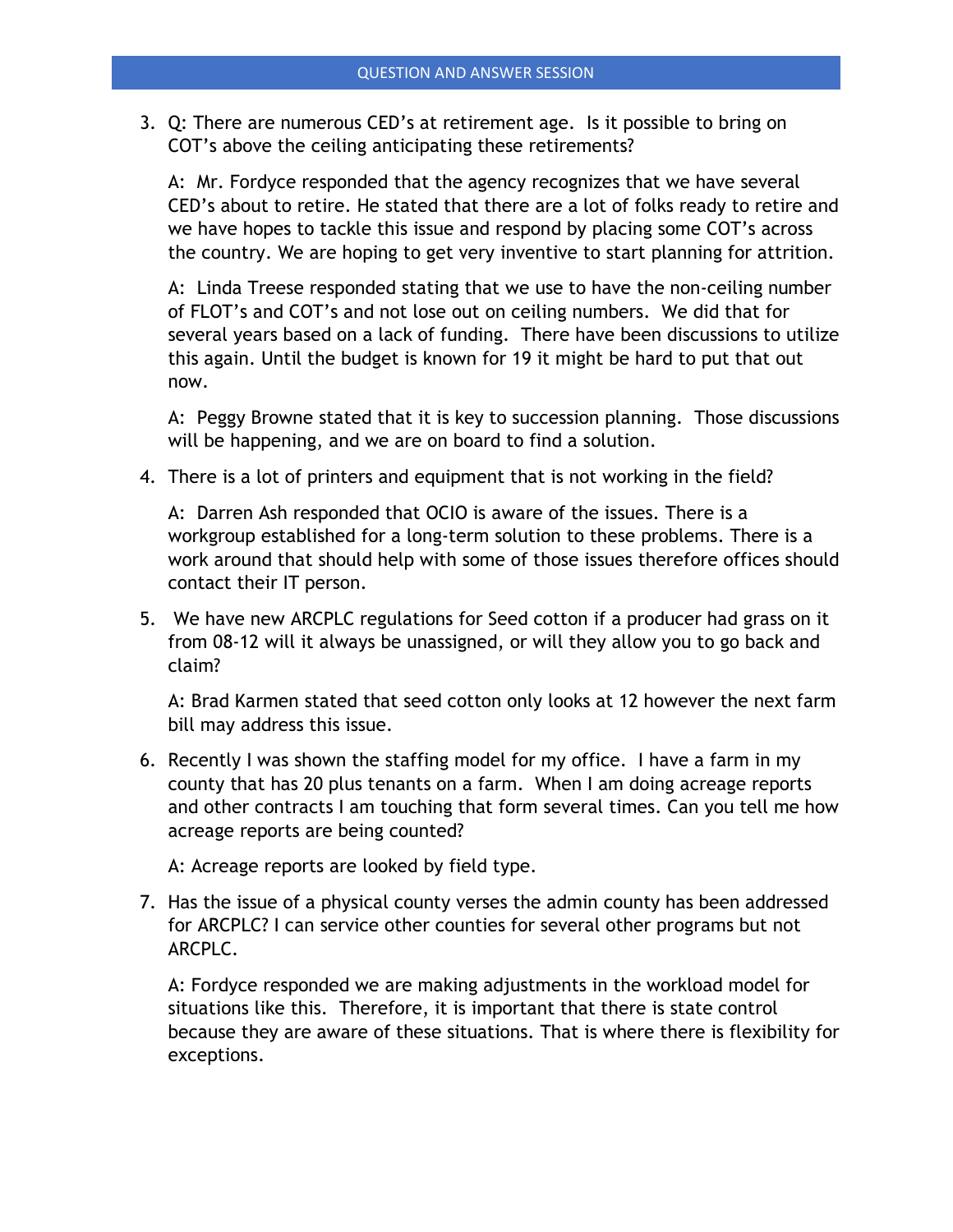## QUESTION AND ANSWER SESSION

3. Q: There are numerous CED's at retirement age. Is it possible to bring on COT's above the ceiling anticipating these retirements?

   A: Mr. Fordyce responded that the agency recognizes that we have several CED's about to retire. He stated that there are a lot of folks ready to retire and we have hopes to tackle this issue and respond by placing some COT's across the country. We are hoping to get very inventive to start planning for attrition.

   A: Linda Treese responded stating that we use to have the non-ceiling number of FLOT's and COT's and not lose out on ceiling numbers. We did that for several years based on a lack of funding. There have been discussions to utilize this again. Until the budget is known for 19 it might be hard to put that out now.

   A: Peggy Browne stated that it is key to succession planning. Those discussions will be happening, and we are on board to find a solution.

4. There is a lot of printers and equipment that is not working in the field?

   A: Darren Ash responded that OCIO is aware of the issues. There is a workgroup established for a long-term solution to these problems. There is a work around that should help with some of those issues therefore offices should contact their IT person.

5. We have new ARCPLC regulations for Seed cotton if a producer had grass on it from 08-12 will it always be unassigned, or will they allow you to go back and claim?

   A: Brad Karmen stated that seed cotton only looks at 12 however the next farm bill may address this issue.

6. Recently I was shown the staffing model for my office. I have a farm in my county that has 20 plus tenants on a farm. When I am doing acreage reports and other contracts I am touching that form several times. Can you tell me how acreage reports are being counted?

   A: Acreage reports are looked by field type.

7. Has the issue of a physical county verses the admin county has been addressed for ARCPLC? I can service other counties for several other programs but not ARCPLC.

   A: Fordyce responded we are making adjustments in the workload model for situations like this. Therefore, it is important that there is state control because they are aware of these situations. That is where there is flexibility for exceptions.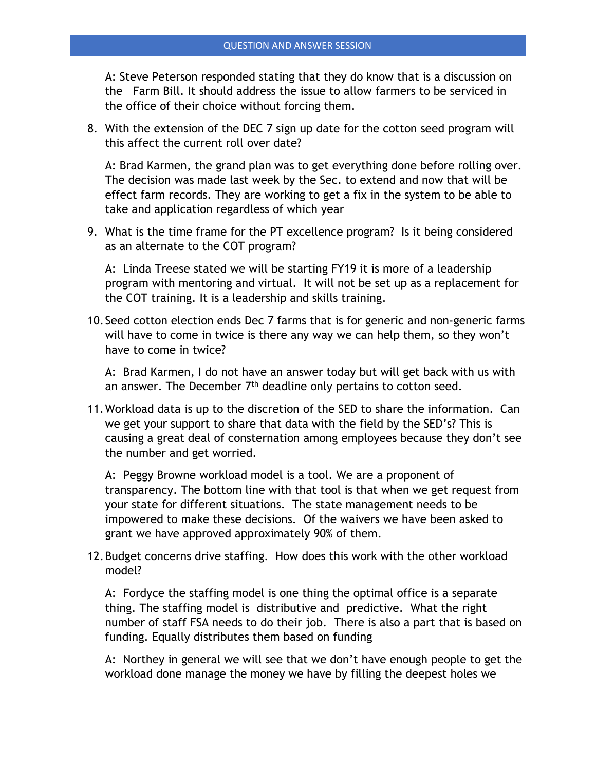A: Steve Peterson responded stating that they do know that is a discussion on the Farm Bill. It should address the issue to allow farmers to be serviced in the office of their choice without forcing them.

8. With the extension of the DEC 7 sign up date for the cotton seed program will this affect the current roll over date?

   A: Brad Karmen, the grand plan was to get everything done before rolling over. The decision was made last week by the Sec. to extend and now that will be effect farm records. They are working to get a fix in the system to be able to take and application regardless of which year

9. What is the time frame for the PT excellence program? Is it being considered as an alternate to the COT program?

   A: Linda Treese stated we will be starting FY19 it is more of a leadership program with mentoring and virtual. It will not be set up as a replacement for the COT training. It is a leadership and skills training.

10. Seed cotton election ends Dec 7 farms that is for generic and non-generic farms will have to come in twice is there any way we can help them, so they won't have to come in twice?

    A: Brad Karmen, I do not have an answer today but will get back with us with an answer. The December 7th deadline only pertains to cotton seed.

11. Workload data is up to the discretion of the SED to share the information. Can we get your support to share that data with the field by the SED's? This is causing a great deal of consternation among employees because they don't see the number and get worried.

    A: Peggy Browne workload model is a tool. We are a proponent of transparency. The bottom line with that tool is that when we get request from your state for different situations. The state management needs to be impowered to make these decisions. Of the waivers we have been asked to grant we have approved approximately 90% of them.

12. Budget concerns drive staffing. How does this work with the other workload model?

    A: Fordyce the staffing model is one thing the optimal office is a separate thing. The staffing model is distributive and predictive. What the right number of staff FSA needs to do their job. There is also a part that is based on funding. Equally distributes them based on funding

    A: Northey in general we will see that we don't have enough people to get the workload done manage the money we have by filling the deepest holes we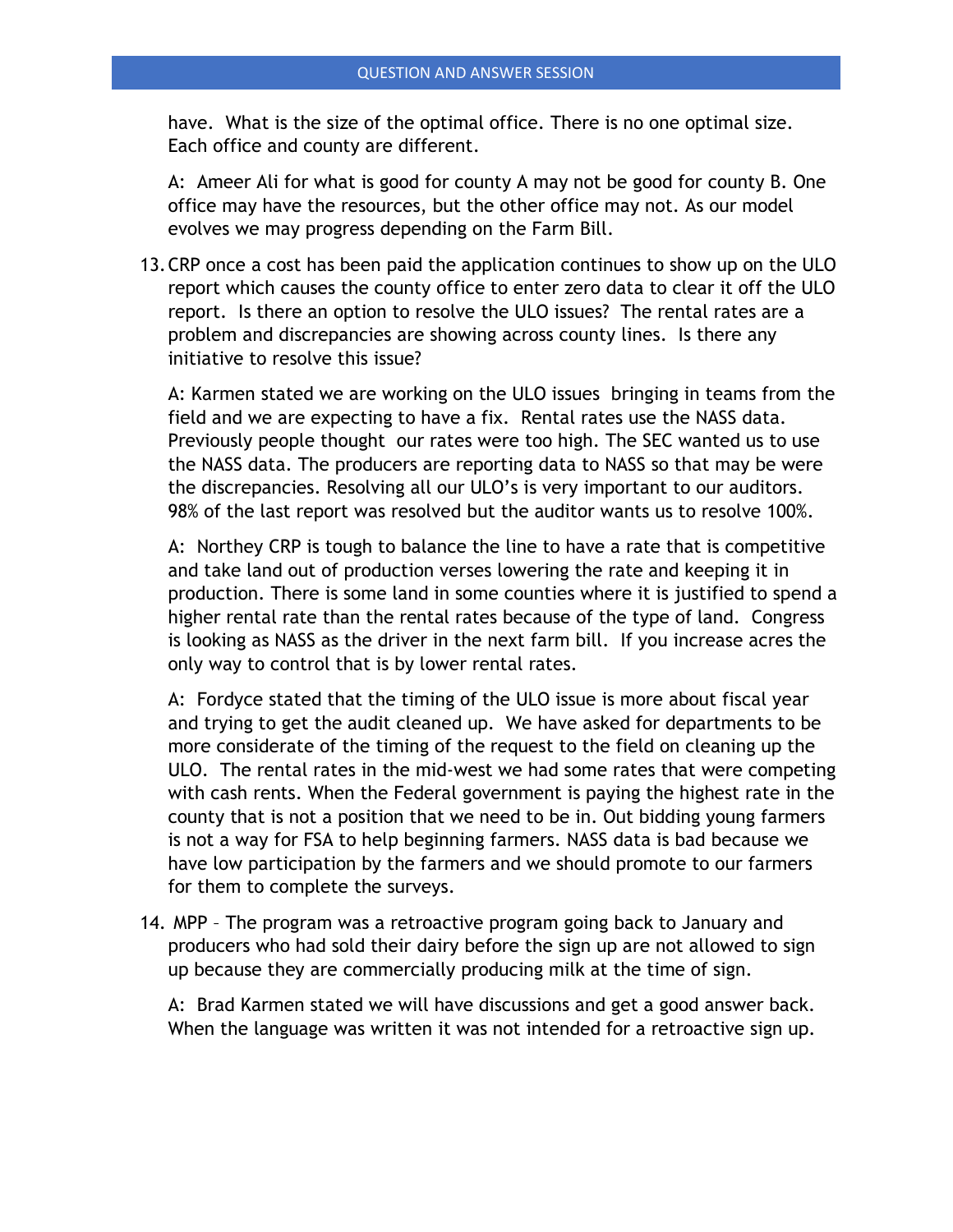have. What is the size of the optimal office. There is no one optimal size. Each office and county are different.

A: Ameer Ali for what is good for county A may not be good for county B. One office may have the resources, but the other office may not. As our model evolves we may progress depending on the Farm Bill.

13. CRP once a cost has been paid the application continues to show up on the ULO report which causes the county office to enter zero data to clear it off the ULO report. Is there an option to resolve the ULO issues? The rental rates are a problem and discrepancies are showing across county lines. Is there any initiative to resolve this issue?

    A: Karmen stated we are working on the ULO issues bringing in teams from the field and we are expecting to have a fix. Rental rates use the NASS data. Previously people thought our rates were too high. The SEC wanted us to use the NASS data. The producers are reporting data to NASS so that may be were the discrepancies. Resolving all our ULO's is very important to our auditors. 98% of the last report was resolved but the auditor wants us to resolve 100%.

    A: Northey CRP is tough to balance the line to have a rate that is competitive and take land out of production verses lowering the rate and keeping it in production. There is some land in some counties where it is justified to spend a higher rental rate than the rental rates because of the type of land. Congress is looking as NASS as the driver in the next farm bill. If you increase acres the only way to control that is by lower rental rates.

    A: Fordyce stated that the timing of the ULO issue is more about fiscal year and trying to get the audit cleaned up. We have asked for departments to be more considerate of the timing of the request to the field on cleaning up the ULO. The rental rates in the mid-west we had some rates that were competing with cash rents. When the Federal government is paying the highest rate in the county that is not a position that we need to be in. Out bidding young farmers is not a way for FSA to help beginning farmers. NASS data is bad because we have low participation by the farmers and we should promote to our farmers for them to complete the surveys.

14. MPP – The program was a retroactive program going back to January and producers who had sold their dairy before the sign up are not allowed to sign up because they are commercially producing milk at the time of sign.

    A: Brad Karmen stated we will have discussions and get a good answer back. When the language was written it was not intended for a retroactive sign up.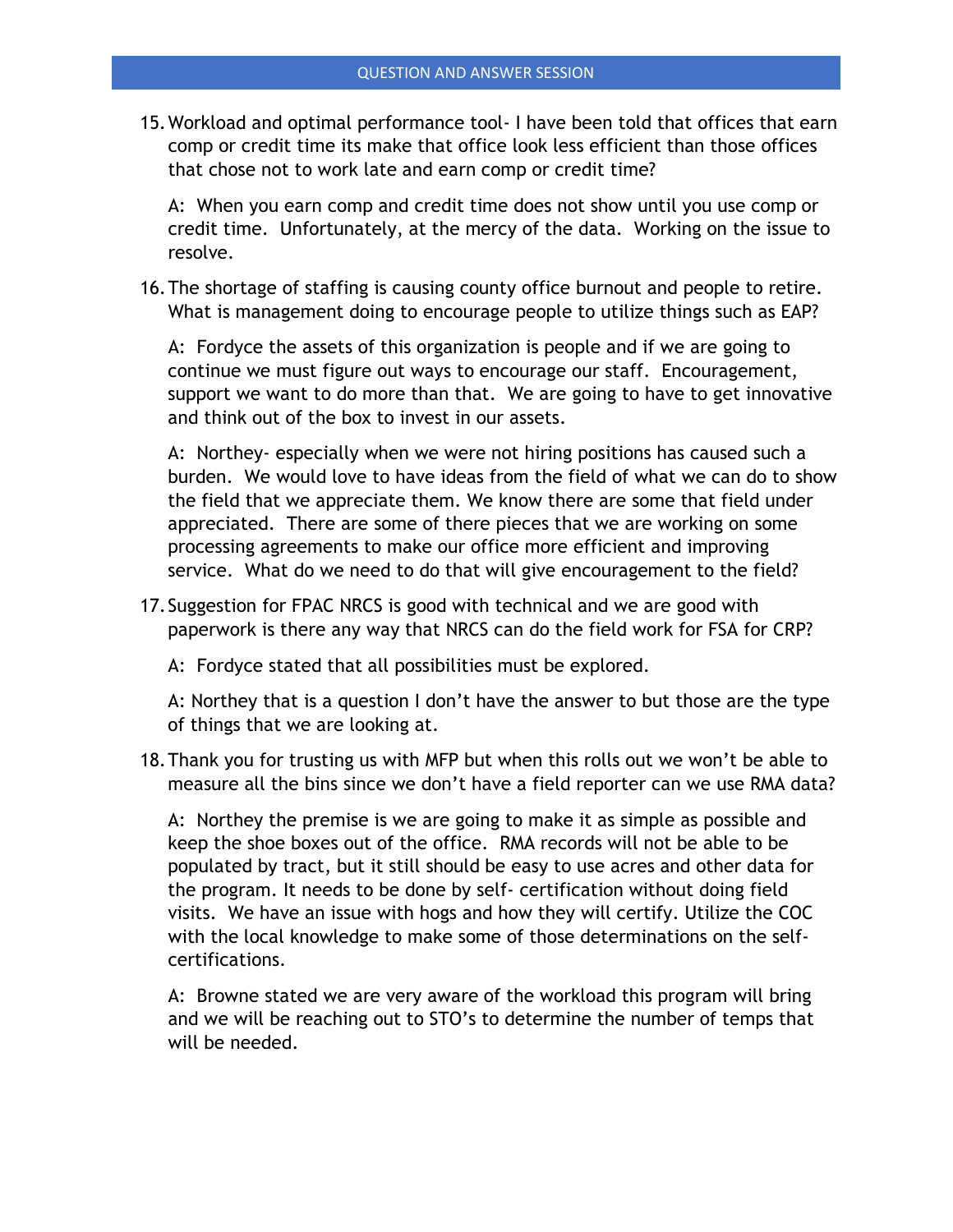15. Workload and optimal performance tool- I have been told that offices that earn comp or credit time its make that office look less efficient than those offices that chose not to work late and earn comp or credit time?

    A: When you earn comp and credit time does not show until you use comp or credit time. Unfortunately, at the mercy of the data. Working on the issue to resolve.

16. The shortage of staffing is causing county office burnout and people to retire. What is management doing to encourage people to utilize things such as EAP?

    A: Fordyce the assets of this organization is people and if we are going to continue we must figure out ways to encourage our staff. Encouragement, support we want to do more than that. We are going to have to get innovative and think out of the box to invest in our assets.

    A: Northey- especially when we were not hiring positions has caused such a burden. We would love to have ideas from the field of what we can do to show the field that we appreciate them. We know there are some that field under appreciated. There are some of there pieces that we are working on some processing agreements to make our office more efficient and improving service. What do we need to do that will give encouragement to the field?

17. Suggestion for FPAC NRCS is good with technical and we are good with paperwork is there any way that NRCS can do the field work for FSA for CRP?

    A: Fordyce stated that all possibilities must be explored.

    A: Northey that is a question I don't have the answer to but those are the type of things that we are looking at.

18. Thank you for trusting us with MFP but when this rolls out we won't be able to measure all the bins since we don't have a field reporter can we use RMA data?

    A: Northey the premise is we are going to make it as simple as possible and keep the shoe boxes out of the office. RMA records will not be able to be populated by tract, but it still should be easy to use acres and other data for the program. It needs to be done by self- certification without doing field visits. We have an issue with hogs and how they will certify. Utilize the COC with the local knowledge to make some of those determinations on the self-certifications.

    A: Browne stated we are very aware of the workload this program will bring and we will be reaching out to STO's to determine the number of temps that will be needed.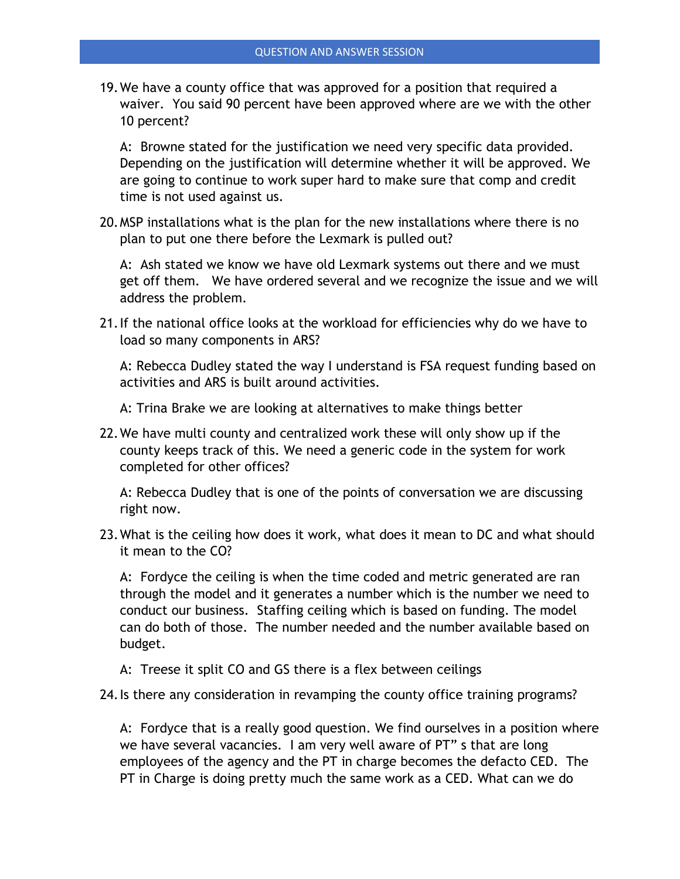QUESTION AND ANSWER SESSION

19. We have a county office that was approved for a position that required a waiver. You said 90 percent have been approved where are we with the other 10 percent?

    A: Browne stated for the justification we need very specific data provided. Depending on the justification will determine whether it will be approved. We are going to continue to work super hard to make sure that comp and credit time is not used against us.

20. MSP installations what is the plan for the new installations where there is no plan to put one there before the Lexmark is pulled out?

    A: Ash stated we know we have old Lexmark systems out there and we must get off them. We have ordered several and we recognize the issue and we will address the problem.

21. If the national office looks at the workload for efficiencies why do we have to load so many components in ARS?

    A: Rebecca Dudley stated the way I understand is FSA request funding based on activities and ARS is built around activities.

    A: Trina Brake we are looking at alternatives to make things better

22. We have multi county and centralized work these will only show up if the county keeps track of this. We need a generic code in the system for work completed for other offices?

    A: Rebecca Dudley that is one of the points of conversation we are discussing right now.

23. What is the ceiling how does it work, what does it mean to DC and what should it mean to the CO?

    A: Fordyce the ceiling is when the time coded and metric generated are ran through the model and it generates a number which is the number we need to conduct our business. Staffing ceiling which is based on funding. The model can do both of those. The number needed and the number available based on budget.

    A: Treese it split CO and GS there is a flex between ceilings

24. Is there any consideration in revamping the county office training programs?

    A: Fordyce that is a really good question. We find ourselves in a position where we have several vacancies. I am very well aware of PT" s that are long employees of the agency and the PT in charge becomes the defacto CED. The PT in Charge is doing pretty much the same work as a CED. What can we do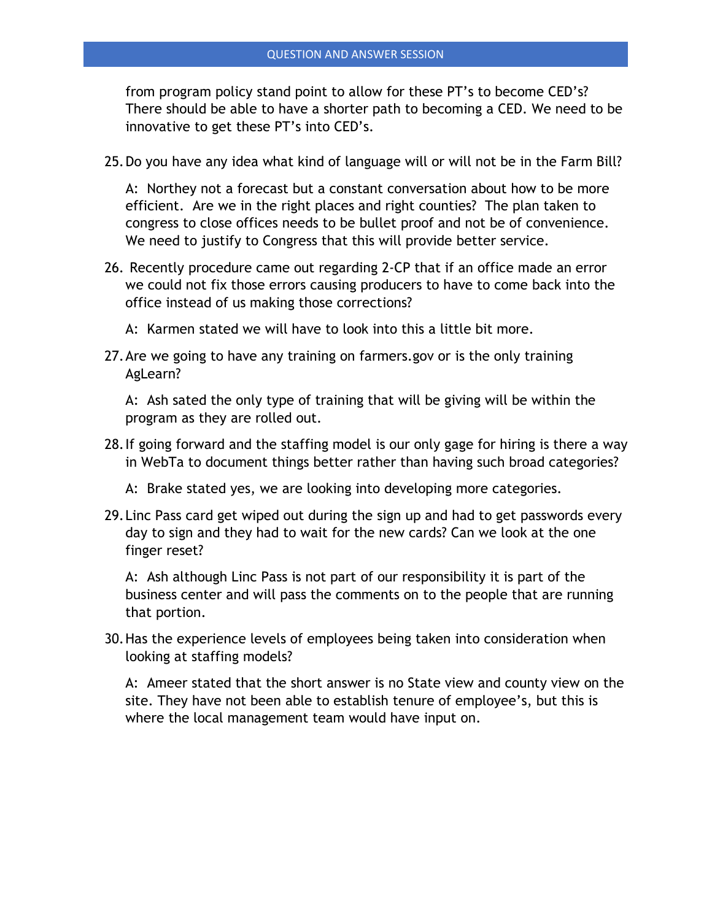from program policy stand point to allow for these PT's to become CED's? There should be able to have a shorter path to becoming a CED. We need to be innovative to get these PT's into CED's.

25. Do you have any idea what kind of language will or will not be in the Farm Bill?

    A: Northey not a forecast but a constant conversation about how to be more efficient. Are we in the right places and right counties? The plan taken to congress to close offices needs to be bullet proof and not be of convenience. We need to justify to Congress that this will provide better service.

26. Recently procedure came out regarding 2-CP that if an office made an error we could not fix those errors causing producers to have to come back into the office instead of us making those corrections?

    A: Karmen stated we will have to look into this a little bit more.

27. Are we going to have any training on farmers.gov or is the only training AgLearn?

    A: Ash sated the only type of training that will be giving will be within the program as they are rolled out.

28. If going forward and the staffing model is our only gage for hiring is there a way in WebTa to document things better rather than having such broad categories?

    A: Brake stated yes, we are looking into developing more categories.

29. Linc Pass card get wiped out during the sign up and had to get passwords every day to sign and they had to wait for the new cards? Can we look at the one finger reset?

    A: Ash although Linc Pass is not part of our responsibility it is part of the business center and will pass the comments on to the people that are running that portion.

30. Has the experience levels of employees being taken into consideration when looking at staffing models?

    A: Ameer stated that the short answer is no State view and county view on the site. They have not been able to establish tenure of employee's, but this is where the local management team would have input on.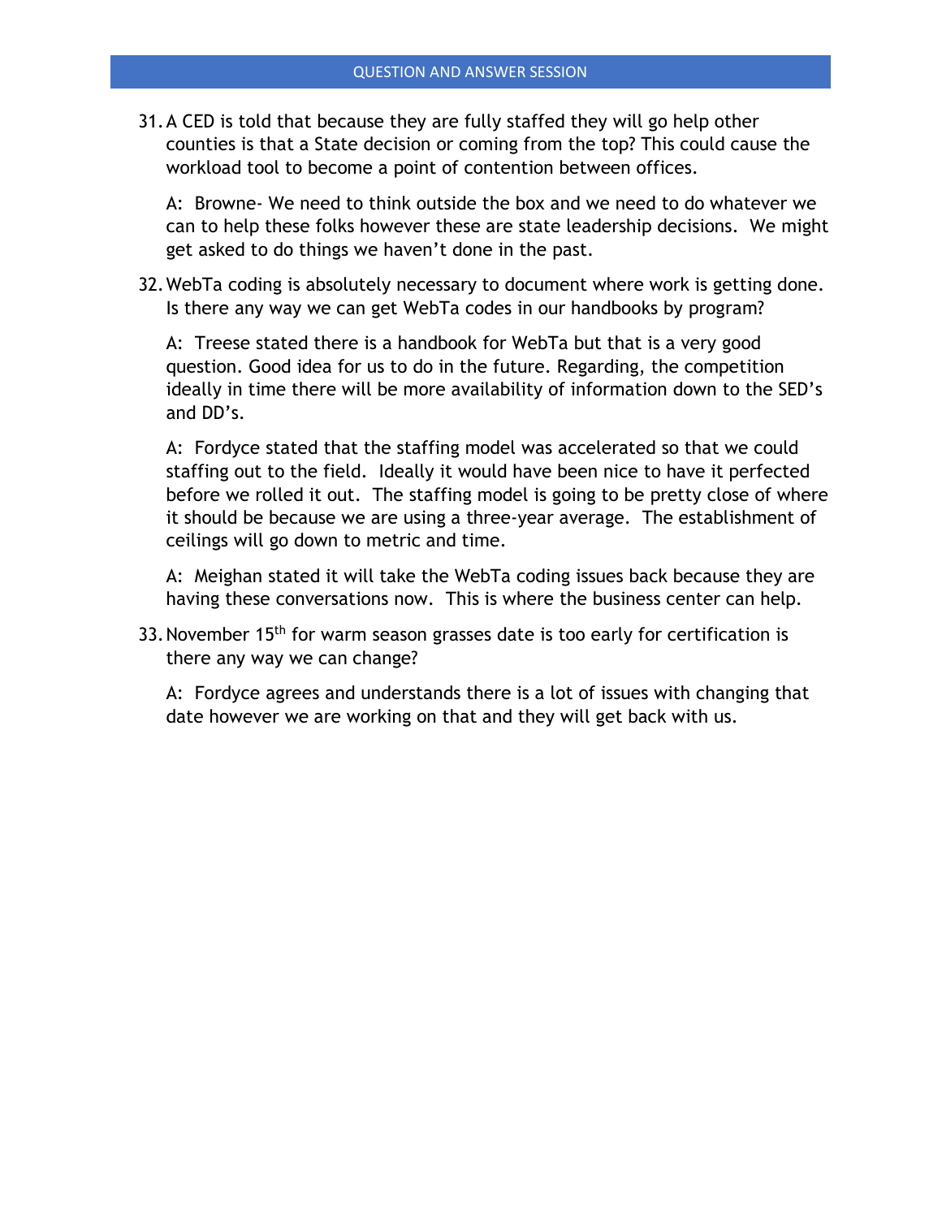## QUESTION AND ANSWER SESSION

31. A CED is told that because they are fully staffed they will go help other counties is that a State decision or coming from the top? This could cause the workload tool to become a point of contention between offices.

    A: Browne- We need to think outside the box and we need to do whatever we can to help these folks however these are state leadership decisions. We might get asked to do things we haven't done in the past.

32. WebTa coding is absolutely necessary to document where work is getting done. Is there any way we can get WebTa codes in our handbooks by program?

    A: Treese stated there is a handbook for WebTa but that is a very good question. Good idea for us to do in the future. Regarding, the competition ideally in time there will be more availability of information down to the SED's and DD's.

    A: Fordyce stated that the staffing model was accelerated so that we could staffing out to the field. Ideally it would have been nice to have it perfected before we rolled it out. The staffing model is going to be pretty close of where it should be because we are using a three-year average. The establishment of ceilings will go down to metric and time.

    A: Meighan stated it will take the WebTa coding issues back because they are having these conversations now. This is where the business center can help.

33. November 15th for warm season grasses date is too early for certification is there any way we can change?

    A: Fordyce agrees and understands there is a lot of issues with changing that date however we are working on that and they will get back with us.